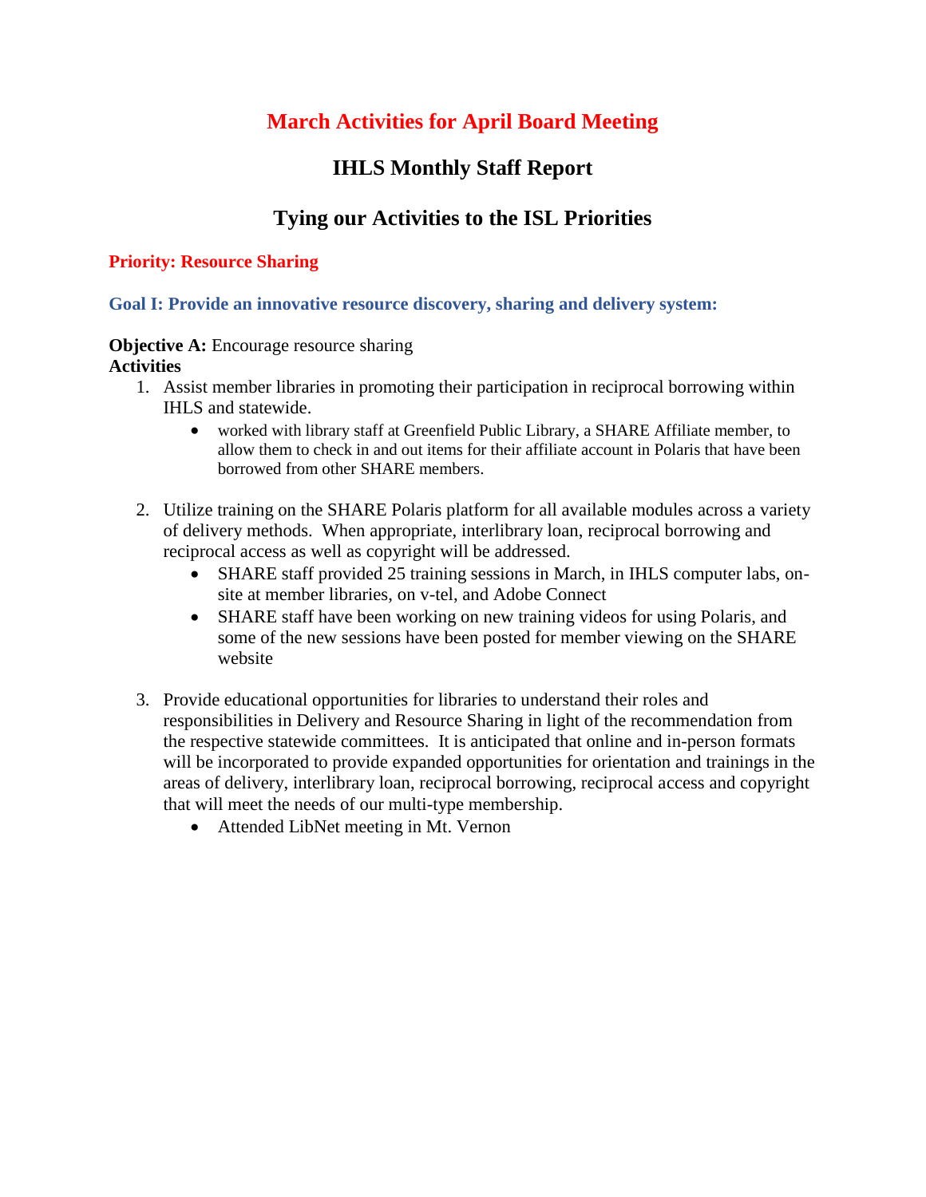# March Activities for April Board Meeting

## IHLS Monthly Staff Report

## Tying our Activities to the ISL Priorities

### Priority: Resource Sharing

### Goal I: Provide an innovative resource discovery, sharing and delivery system:

**Objective A:** Encourage resource sharing

**Activities**

1. Assist member libraries in promoting their participation in reciprocal borrowing within IHLS and statewide.
   - worked with library staff at Greenfield Public Library, a SHARE Affiliate member, to allow them to check in and out items for their affiliate account in Polaris that have been borrowed from other SHARE members.

2. Utilize training on the SHARE Polaris platform for all available modules across a variety of delivery methods. When appropriate, interlibrary loan, reciprocal borrowing and reciprocal access as well as copyright will be addressed.
   - SHARE staff provided 25 training sessions in March, in IHLS computer labs, on-site at member libraries, on v-tel, and Adobe Connect
   - SHARE staff have been working on new training videos for using Polaris, and some of the new sessions have been posted for member viewing on the SHARE website

3. Provide educational opportunities for libraries to understand their roles and responsibilities in Delivery and Resource Sharing in light of the recommendation from the respective statewide committees. It is anticipated that online and in-person formats will be incorporated to provide expanded opportunities for orientation and trainings in the areas of delivery, interlibrary loan, reciprocal borrowing, reciprocal access and copyright that will meet the needs of our multi-type membership.
   - Attended LibNet meeting in Mt. Vernon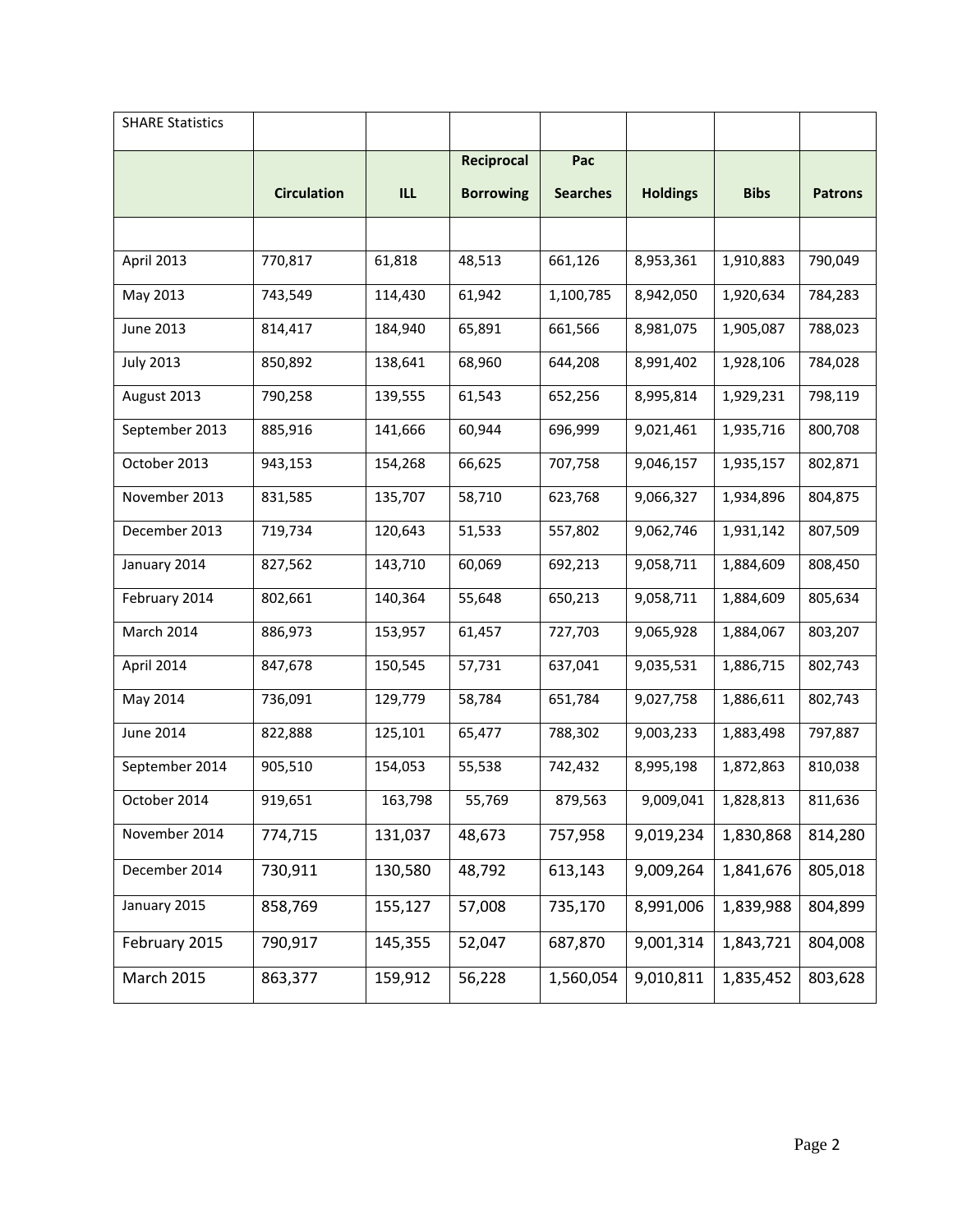| SHARE Statistics | | | | | | | |
|---|---|---|---|---|---|---|---|
| | **Circulation** | **ILL** | **Reciprocal Borrowing** | **Pac Searches** | **Holdings** | **Bibs** | **Patrons** |
| | | | | | | | |
| April 2013 | 770,817 | 61,818 | 48,513 | 661,126 | 8,953,361 | 1,910,883 | 790,049 |
| May 2013 | 743,549 | 114,430 | 61,942 | 1,100,785 | 8,942,050 | 1,920,634 | 784,283 |
| June 2013 | 814,417 | 184,940 | 65,891 | 661,566 | 8,981,075 | 1,905,087 | 788,023 |
| July 2013 | 850,892 | 138,641 | 68,960 | 644,208 | 8,991,402 | 1,928,106 | 784,028 |
| August 2013 | 790,258 | 139,555 | 61,543 | 652,256 | 8,995,814 | 1,929,231 | 798,119 |
| September 2013 | 885,916 | 141,666 | 60,944 | 696,999 | 9,021,461 | 1,935,716 | 800,708 |
| October 2013 | 943,153 | 154,268 | 66,625 | 707,758 | 9,046,157 | 1,935,157 | 802,871 |
| November 2013 | 831,585 | 135,707 | 58,710 | 623,768 | 9,066,327 | 1,934,896 | 804,875 |
| December 2013 | 719,734 | 120,643 | 51,533 | 557,802 | 9,062,746 | 1,931,142 | 807,509 |
| January 2014 | 827,562 | 143,710 | 60,069 | 692,213 | 9,058,711 | 1,884,609 | 808,450 |
| February 2014 | 802,661 | 140,364 | 55,648 | 650,213 | 9,058,711 | 1,884,609 | 805,634 |
| March 2014 | 886,973 | 153,957 | 61,457 | 727,703 | 9,065,928 | 1,884,067 | 803,207 |
| April 2014 | 847,678 | 150,545 | 57,731 | 637,041 | 9,035,531 | 1,886,715 | 802,743 |
| May 2014 | 736,091 | 129,779 | 58,784 | 651,784 | 9,027,758 | 1,886,611 | 802,743 |
| June 2014 | 822,888 | 125,101 | 65,477 | 788,302 | 9,003,233 | 1,883,498 | 797,887 |
| September 2014 | 905,510 | 154,053 | 55,538 | 742,432 | 8,995,198 | 1,872,863 | 810,038 |
| October 2014 | 919,651 | 163,798 | 55,769 | 879,563 | 9,009,041 | 1,828,813 | 811,636 |
| November 2014 | 774,715 | 131,037 | 48,673 | 757,958 | 9,019,234 | 1,830,868 | 814,280 |
| December 2014 | 730,911 | 130,580 | 48,792 | 613,143 | 9,009,264 | 1,841,676 | 805,018 |
| January 2015 | 858,769 | 155,127 | 57,008 | 735,170 | 8,991,006 | 1,839,988 | 804,899 |
| February 2015 | 790,917 | 145,355 | 52,047 | 687,870 | 9,001,314 | 1,843,721 | 804,008 |
| March 2015 | 863,377 | 159,912 | 56,228 | 1,560,054 | 9,010,811 | 1,835,452 | 803,628 |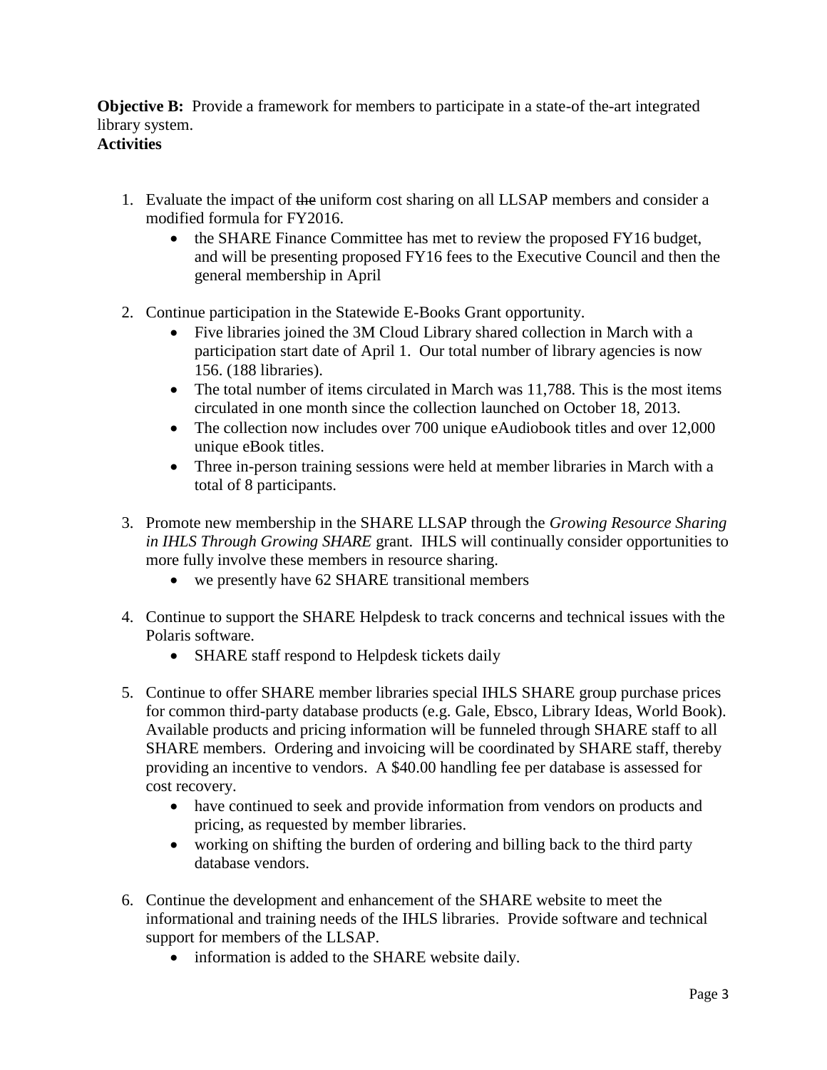**Objective B:** Provide a framework for members to participate in a state-of the-art integrated library system.
**Activities**

1. Evaluate the impact of ~~the~~ uniform cost sharing on all LLSAP members and consider a modified formula for FY2016.
    - the SHARE Finance Committee has met to review the proposed FY16 budget, and will be presenting proposed FY16 fees to the Executive Council and then the general membership in April

2. Continue participation in the Statewide E-Books Grant opportunity.
    - Five libraries joined the 3M Cloud Library shared collection in March with a participation start date of April 1. Our total number of library agencies is now 156. (188 libraries).
    - The total number of items circulated in March was 11,788. This is the most items circulated in one month since the collection launched on October 18, 2013.
    - The collection now includes over 700 unique eAudiobook titles and over 12,000 unique eBook titles.
    - Three in-person training sessions were held at member libraries in March with a total of 8 participants.

3. Promote new membership in the SHARE LLSAP through the *Growing Resource Sharing in IHLS Through Growing SHARE* grant. IHLS will continually consider opportunities to more fully involve these members in resource sharing.
    - we presently have 62 SHARE transitional members

4. Continue to support the SHARE Helpdesk to track concerns and technical issues with the Polaris software.
    - SHARE staff respond to Helpdesk tickets daily

5. Continue to offer SHARE member libraries special IHLS SHARE group purchase prices for common third-party database products (e.g. Gale, Ebsco, Library Ideas, World Book). Available products and pricing information will be funneled through SHARE staff to all SHARE members. Ordering and invoicing will be coordinated by SHARE staff, thereby providing an incentive to vendors. A $40.00 handling fee per database is assessed for cost recovery.
    - have continued to seek and provide information from vendors on products and pricing, as requested by member libraries.
    - working on shifting the burden of ordering and billing back to the third party database vendors.

6. Continue the development and enhancement of the SHARE website to meet the informational and training needs of the IHLS libraries. Provide software and technical support for members of the LLSAP.
    - information is added to the SHARE website daily.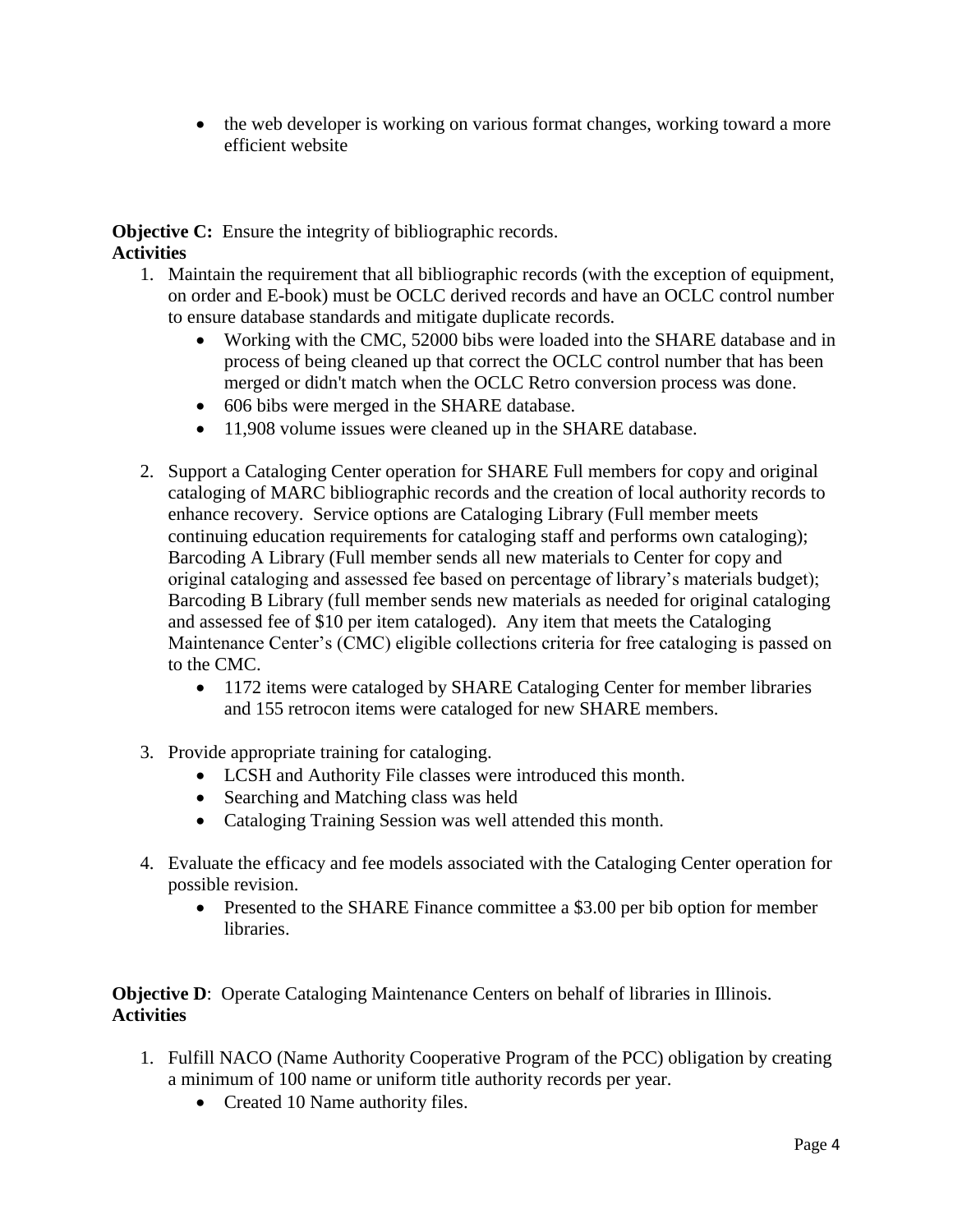- the web developer is working on various format changes, working toward a more efficient website

**Objective C:** Ensure the integrity of bibliographic records.
**Activities**

1. Maintain the requirement that all bibliographic records (with the exception of equipment, on order and E-book) must be OCLC derived records and have an OCLC control number to ensure database standards and mitigate duplicate records.
    - Working with the CMC, 52000 bibs were loaded into the SHARE database and in process of being cleaned up that correct the OCLC control number that has been merged or didn't match when the OCLC Retro conversion process was done.
    - 606 bibs were merged in the SHARE database.
    - 11,908 volume issues were cleaned up in the SHARE database.

2. Support a Cataloging Center operation for SHARE Full members for copy and original cataloging of MARC bibliographic records and the creation of local authority records to enhance recovery. Service options are Cataloging Library (Full member meets continuing education requirements for cataloging staff and performs own cataloging); Barcoding A Library (Full member sends all new materials to Center for copy and original cataloging and assessed fee based on percentage of library's materials budget); Barcoding B Library (full member sends new materials as needed for original cataloging and assessed fee of $10 per item cataloged). Any item that meets the Cataloging Maintenance Center's (CMC) eligible collections criteria for free cataloging is passed on to the CMC.
    - 1172 items were cataloged by SHARE Cataloging Center for member libraries and 155 retrocon items were cataloged for new SHARE members.

3. Provide appropriate training for cataloging.
    - LCSH and Authority File classes were introduced this month.
    - Searching and Matching class was held
    - Cataloging Training Session was well attended this month.

4. Evaluate the efficacy and fee models associated with the Cataloging Center operation for possible revision.
    - Presented to the SHARE Finance committee a $3.00 per bib option for member libraries.

**Objective D**: Operate Cataloging Maintenance Centers on behalf of libraries in Illinois.
**Activities**

1. Fulfill NACO (Name Authority Cooperative Program of the PCC) obligation by creating a minimum of 100 name or uniform title authority records per year.
    - Created 10 Name authority files.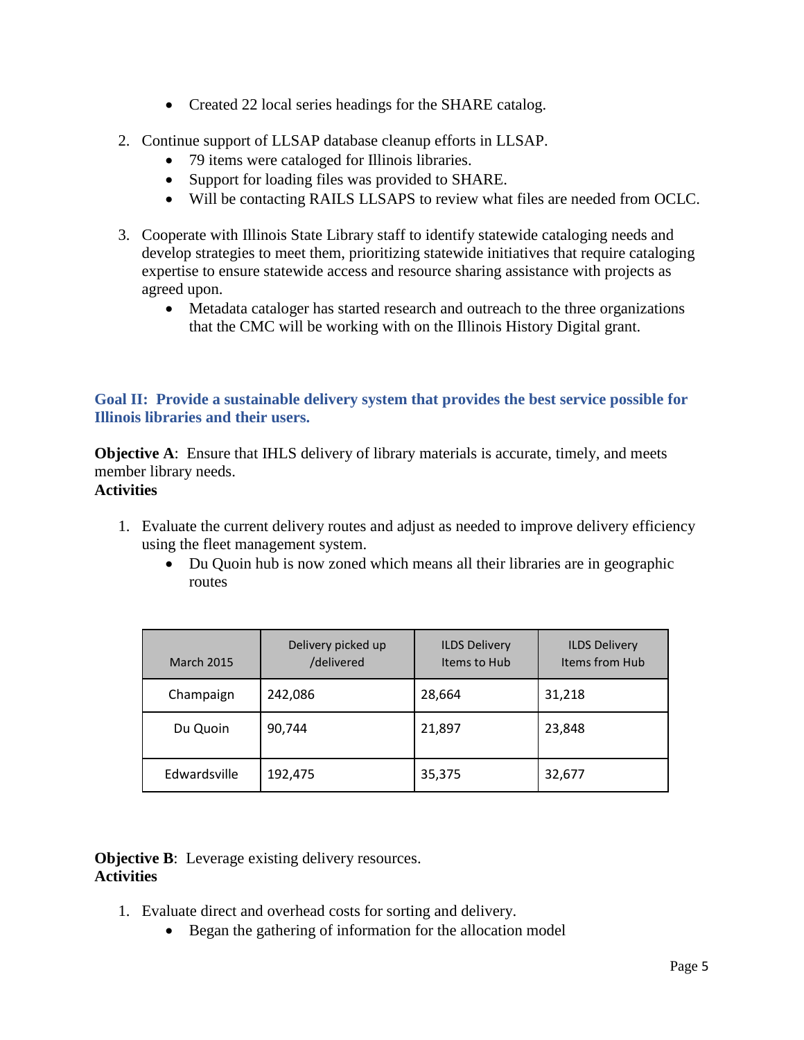- Created 22 local series headings for the SHARE catalog.

2. Continue support of LLSAP database cleanup efforts in LLSAP.
   - 79 items were cataloged for Illinois libraries.
   - Support for loading files was provided to SHARE.
   - Will be contacting RAILS LLSAPS to review what files are needed from OCLC.

3. Cooperate with Illinois State Library staff to identify statewide cataloging needs and develop strategies to meet them, prioritizing statewide initiatives that require cataloging expertise to ensure statewide access and resource sharing assistance with projects as agreed upon.
   - Metadata cataloger has started research and outreach to the three organizations that the CMC will be working with on the Illinois History Digital grant.

## Goal II: Provide a sustainable delivery system that provides the best service possible for Illinois libraries and their users.

**Objective A**: Ensure that IHLS delivery of library materials is accurate, timely, and meets member library needs.
**Activities**

1. Evaluate the current delivery routes and adjust as needed to improve delivery efficiency using the fleet management system.
   - Du Quoin hub is now zoned which means all their libraries are in geographic routes

| March 2015 | Delivery picked up /delivered | ILDS Delivery Items to Hub | ILDS Delivery Items from Hub |
|---|---|---|---|
| Champaign | 242,086 | 28,664 | 31,218 |
| Du Quoin | 90,744 | 21,897 | 23,848 |
| Edwardsville | 192,475 | 35,375 | 32,677 |

**Objective B**: Leverage existing delivery resources.
**Activities**

1. Evaluate direct and overhead costs for sorting and delivery.
   - Began the gathering of information for the allocation model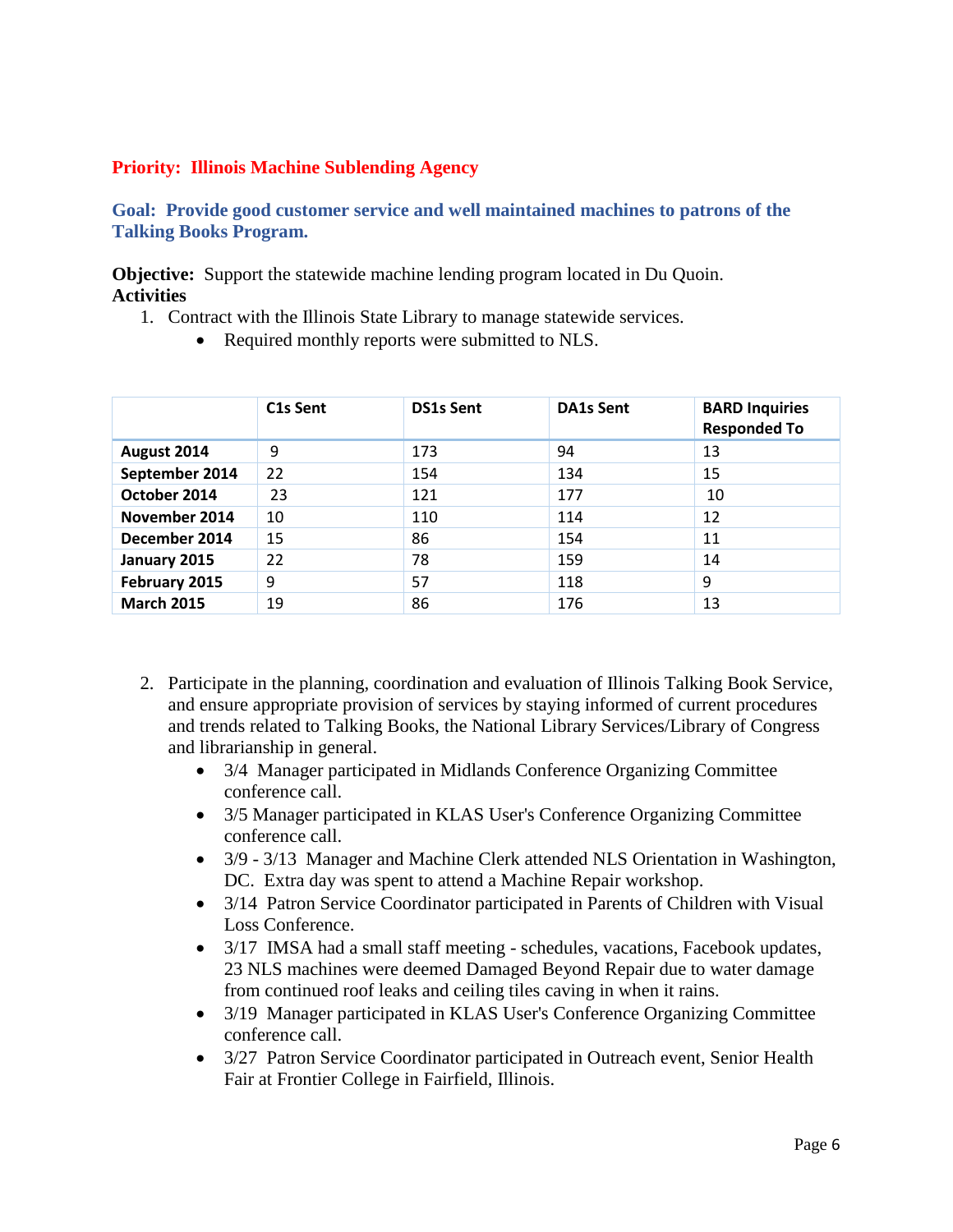**Priority: Illinois Machine Sublending Agency**

**Goal: Provide good customer service and well maintained machines to patrons of the Talking Books Program.**

**Objective:** Support the statewide machine lending program located in Du Quoin.

**Activities**

1. Contract with the Illinois State Library to manage statewide services.
   - Required monthly reports were submitted to NLS.

| | C1s Sent | DS1s Sent | DA1s Sent | BARD Inquiries Responded To |
|---|---|---|---|---|
| **August 2014** | 9 | 173 | 94 | 13 |
| **September 2014** | 22 | 154 | 134 | 15 |
| **October 2014** | 23 | 121 | 177 | 10 |
| **November 2014** | 10 | 110 | 114 | 12 |
| **December 2014** | 15 | 86 | 154 | 11 |
| **January 2015** | 22 | 78 | 159 | 14 |
| **February 2015** | 9 | 57 | 118 | 9 |
| **March 2015** | 19 | 86 | 176 | 13 |

2. Participate in the planning, coordination and evaluation of Illinois Talking Book Service, and ensure appropriate provision of services by staying informed of current procedures and trends related to Talking Books, the National Library Services/Library of Congress and librarianship in general.
   - 3/4 Manager participated in Midlands Conference Organizing Committee conference call.
   - 3/5 Manager participated in KLAS User's Conference Organizing Committee conference call.
   - 3/9 - 3/13 Manager and Machine Clerk attended NLS Orientation in Washington, DC. Extra day was spent to attend a Machine Repair workshop.
   - 3/14 Patron Service Coordinator participated in Parents of Children with Visual Loss Conference.
   - 3/17 IMSA had a small staff meeting - schedules, vacations, Facebook updates, 23 NLS machines were deemed Damaged Beyond Repair due to water damage from continued roof leaks and ceiling tiles caving in when it rains.
   - 3/19 Manager participated in KLAS User's Conference Organizing Committee conference call.
   - 3/27 Patron Service Coordinator participated in Outreach event, Senior Health Fair at Frontier College in Fairfield, Illinois.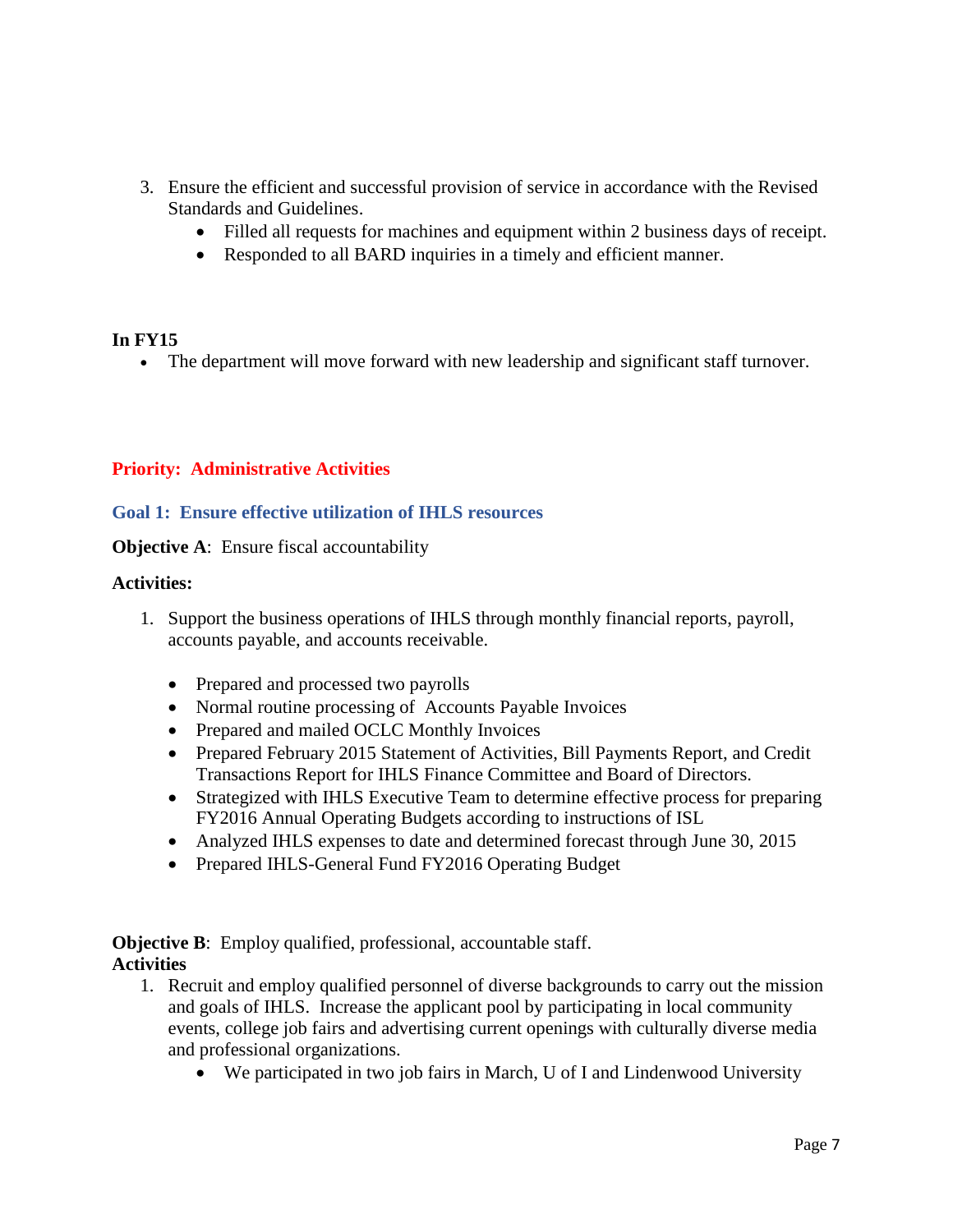3. Ensure the efficient and successful provision of service in accordance with the Revised Standards and Guidelines.
    - Filled all requests for machines and equipment within 2 business days of receipt.
    - Responded to all BARD inquiries in a timely and efficient manner.

**In FY15**

- The department will move forward with new leadership and significant staff turnover.

## Priority: Administrative Activities

### Goal 1: Ensure effective utilization of IHLS resources

**Objective A**: Ensure fiscal accountability

**Activities:**

1. Support the business operations of IHLS through monthly financial reports, payroll, accounts payable, and accounts receivable.
    - Prepared and processed two payrolls
    - Normal routine processing of Accounts Payable Invoices
    - Prepared and mailed OCLC Monthly Invoices
    - Prepared February 2015 Statement of Activities, Bill Payments Report, and Credit Transactions Report for IHLS Finance Committee and Board of Directors.
    - Strategized with IHLS Executive Team to determine effective process for preparing FY2016 Annual Operating Budgets according to instructions of ISL
    - Analyzed IHLS expenses to date and determined forecast through June 30, 2015
    - Prepared IHLS-General Fund FY2016 Operating Budget

**Objective B**: Employ qualified, professional, accountable staff.

**Activities**

1. Recruit and employ qualified personnel of diverse backgrounds to carry out the mission and goals of IHLS. Increase the applicant pool by participating in local community events, college job fairs and advertising current openings with culturally diverse media and professional organizations.
    - We participated in two job fairs in March, U of I and Lindenwood University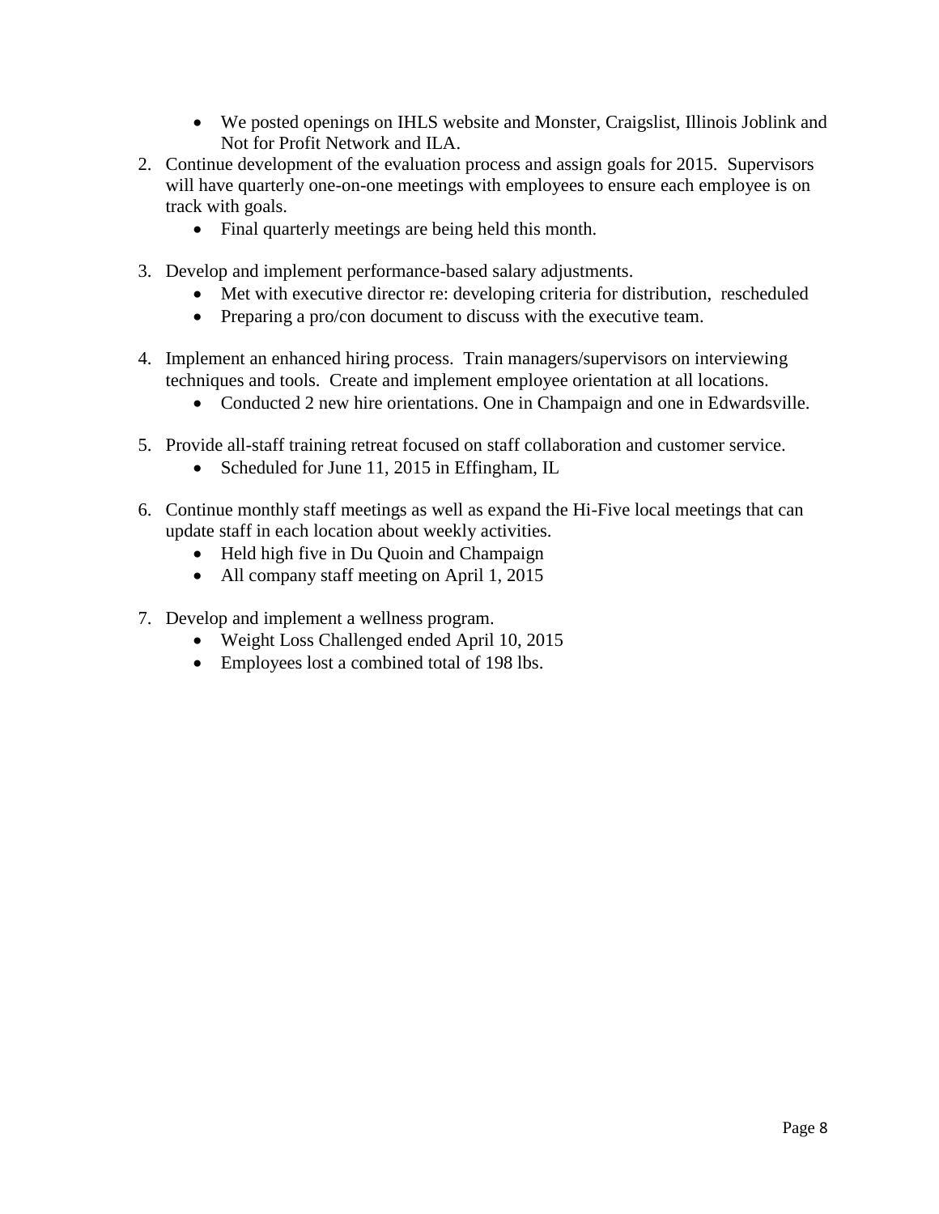- We posted openings on IHLS website and Monster, Craigslist, Illinois Joblink and Not for Profit Network and ILA.

2. Continue development of the evaluation process and assign goals for 2015. Supervisors will have quarterly one-on-one meetings with employees to ensure each employee is on track with goals.
   - Final quarterly meetings are being held this month.

3. Develop and implement performance-based salary adjustments.
   - Met with executive director re: developing criteria for distribution, rescheduled
   - Preparing a pro/con document to discuss with the executive team.

4. Implement an enhanced hiring process. Train managers/supervisors on interviewing techniques and tools. Create and implement employee orientation at all locations.
   - Conducted 2 new hire orientations. One in Champaign and one in Edwardsville.

5. Provide all-staff training retreat focused on staff collaboration and customer service.
   - Scheduled for June 11, 2015 in Effingham, IL

6. Continue monthly staff meetings as well as expand the Hi-Five local meetings that can update staff in each location about weekly activities.
   - Held high five in Du Quoin and Champaign
   - All company staff meeting on April 1, 2015

7. Develop and implement a wellness program.
   - Weight Loss Challenged ended April 10, 2015
   - Employees lost a combined total of 198 lbs.